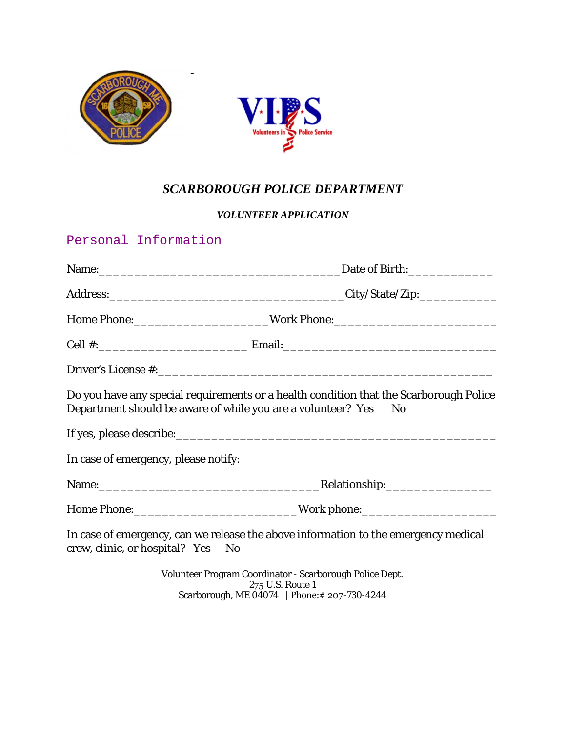# *SCARBOROUGH POLICE DEPARTMENT*

### *VOLUNTEER APPLICATION*

## Personal Information

Name:_________________________________ Date of Birth:____________

Address:_________________________________ City/State/Zip:___________

Home Phone:___________________ Work Phone:_______________________

Cell #:_____________________ Email:______________________________

Driver's License #:______________________________________________

Do you have any special requirements or a health condition that the Scarborough Police Department should be aware of while you are a volunteer? Yes No

If yes, please describe:__________________________________________

In case of emergency, please notify:

Name:_______________________________ Relationship:_______________

Home Phone:_______________________ Work phone:___________________

In case of emergency, can we release the above information to the emergency medical crew, clinic, or hospital? Yes No

Volunteer Program Coordinator - Scarborough Police Dept.
275 U.S. Route 1
Scarborough, ME 04074 | Phone:# 207-730-4244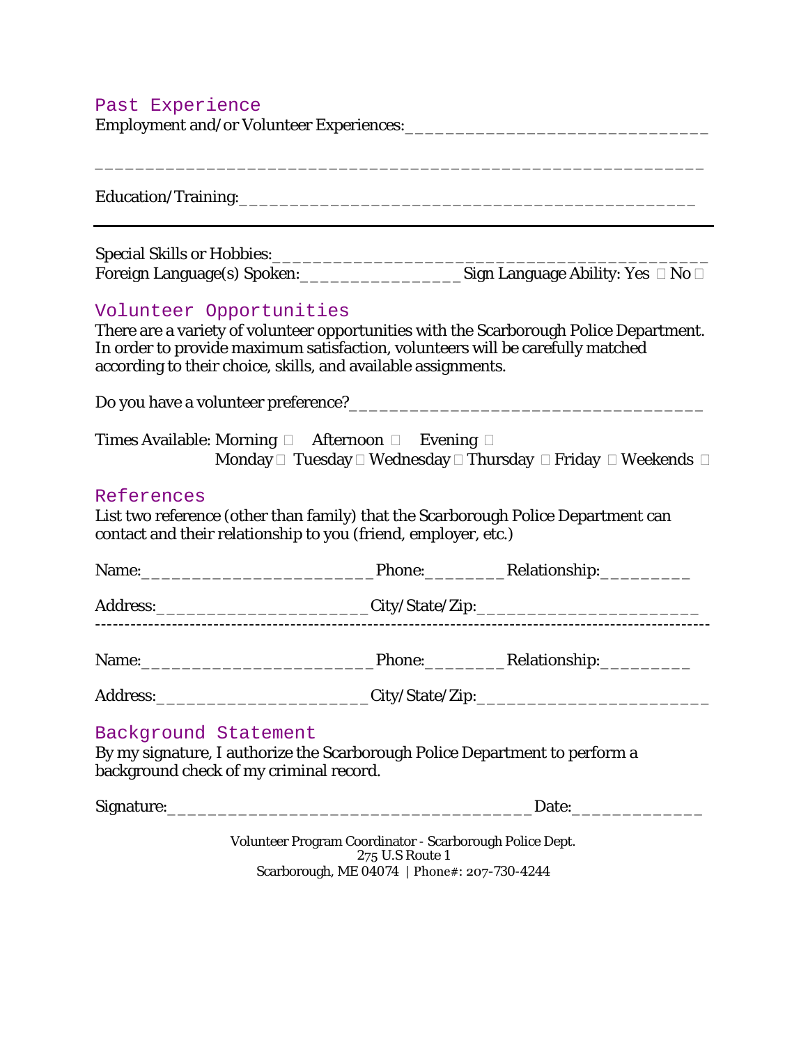## Past Experience

Employment and/or Volunteer Experiences:______________________________

____________________________________________________________

Education/Training:____________________________________________

---

Special Skills or Hobbies:_____________________________________________

Foreign Language(s) Spoken:________________ Sign Language Ability: Yes ☐ No ☐

## Volunteer Opportunities

There are a variety of volunteer opportunities with the Scarborough Police Department. In order to provide maximum satisfaction, volunteers will be carefully matched according to their choice, skills, and available assignments.

Do you have a volunteer preference?___________________________________

Times Available: Morning ☐ Afternoon ☐ Evening ☐

Monday ☐ Tuesday ☐ Wednesday ☐ Thursday ☐ Friday ☐ Weekends ☐

## References

List two reference (other than family) that the Scarborough Police Department can contact and their relationship to you (friend, employer, etc.)

Name:_______________________ Phone:________ Relationship:_________

Address:_____________________ City/State/Zip:______________________

---

Name:_______________________ Phone:________ Relationship:_________

Address:_____________________ City/State/Zip:_______________________

## Background Statement

By my signature, I authorize the Scarborough Police Department to perform a background check of my criminal record.

Signature:_____________________________________ Date:_____________

Volunteer Program Coordinator - Scarborough Police Dept.
275 U.S Route 1
Scarborough, ME 04074 | Phone#: 207-730-4244